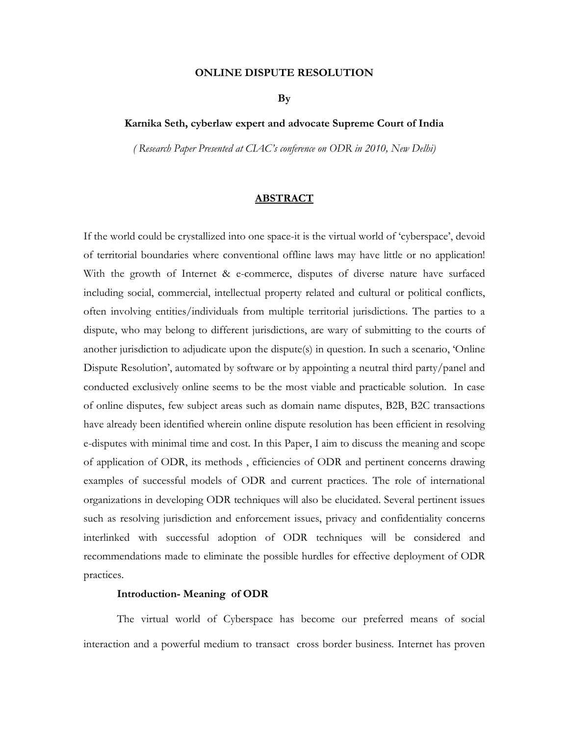# ONLINE DISPUTE RESOLUTION

**By**

**Karnika Seth, cyberlaw expert and advocate Supreme Court of India**

*( Research Paper Presented at CLAC's conference on ODR in 2010, New Delhi)*

## ABSTRACT

If the world could be crystallized into one space-it is the virtual world of 'cyberspace', devoid of territorial boundaries where conventional offline laws may have little or no application! With the growth of Internet & e-commerce, disputes of diverse nature have surfaced including social, commercial, intellectual property related and cultural or political conflicts, often involving entities/individuals from multiple territorial jurisdictions. The parties to a dispute, who may belong to different jurisdictions, are wary of submitting to the courts of another jurisdiction to adjudicate upon the dispute(s) in question. In such a scenario, 'Online Dispute Resolution', automated by software or by appointing a neutral third party/panel and conducted exclusively online seems to be the most viable and practicable solution. In case of online disputes, few subject areas such as domain name disputes, B2B, B2C transactions have already been identified wherein online dispute resolution has been efficient in resolving e-disputes with minimal time and cost. In this Paper, I aim to discuss the meaning and scope of application of ODR, its methods , efficiencies of ODR and pertinent concerns drawing examples of successful models of ODR and current practices. The role of international organizations in developing ODR techniques will also be elucidated. Several pertinent issues such as resolving jurisdiction and enforcement issues, privacy and confidentiality concerns interlinked with successful adoption of ODR techniques will be considered and recommendations made to eliminate the possible hurdles for effective deployment of ODR practices.

### Introduction- Meaning of ODR

The virtual world of Cyberspace has become our preferred means of social interaction and a powerful medium to transact cross border business. Internet has proven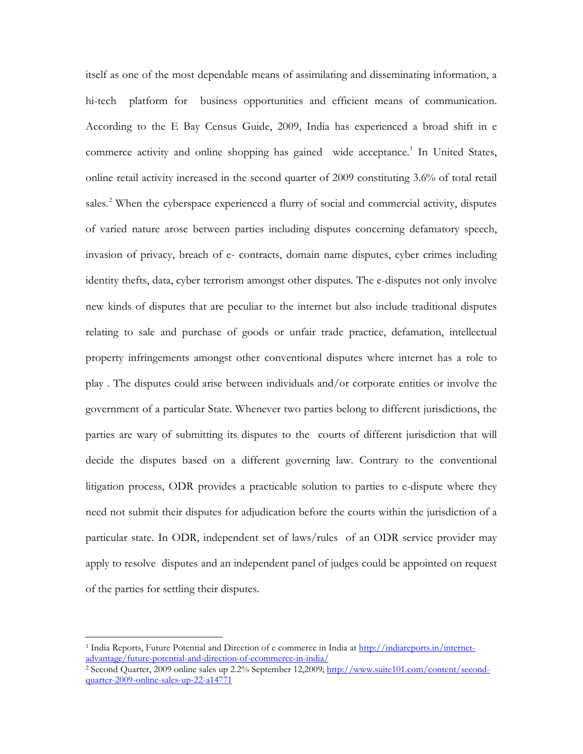itself as one of the most dependable means of assimilating and disseminating information, a hi-tech platform for business opportunities and efficient means of communication. According to the E Bay Census Guide, 2009, India has experienced a broad shift in e commerce activity and online shopping has gained wide acceptance.[1] In United States, online retail activity increased in the second quarter of 2009 constituting 3.6% of total retail sales.[2] When the cyberspace experienced a flurry of social and commercial activity, disputes of varied nature arose between parties including disputes concerning defamatory speech, invasion of privacy, breach of e- contracts, domain name disputes, cyber crimes including identity thefts, data, cyber terrorism amongst other disputes. The e-disputes not only involve new kinds of disputes that are peculiar to the internet but also include traditional disputes relating to sale and purchase of goods or unfair trade practice, defamation, intellectual property infringements amongst other conventional disputes where internet has a role to play . The disputes could arise between individuals and/or corporate entities or involve the government of a particular State. Whenever two parties belong to different jurisdictions, the parties are wary of submitting its disputes to the courts of different jurisdiction that will decide the disputes based on a different governing law. Contrary to the conventional litigation process, ODR provides a practicable solution to parties to e-dispute where they need not submit their disputes for adjudication before the courts within the jurisdiction of a particular state. In ODR, independent set of laws/rules of an ODR service provider may apply to resolve disputes and an independent panel of judges could be appointed on request of the parties for settling their disputes.

---

[1] India Reports, Future Potential and Direction of e commerce in India at http://indiareports.in/internet-advantage/future-potential-and-direction-of-ecommerce-in-india/

[2] Second Quarter, 2009 online sales up 2.2% September 12,2009; http://www.suite101.com/content/second-quarter-2009-online-sales-up-22-a14771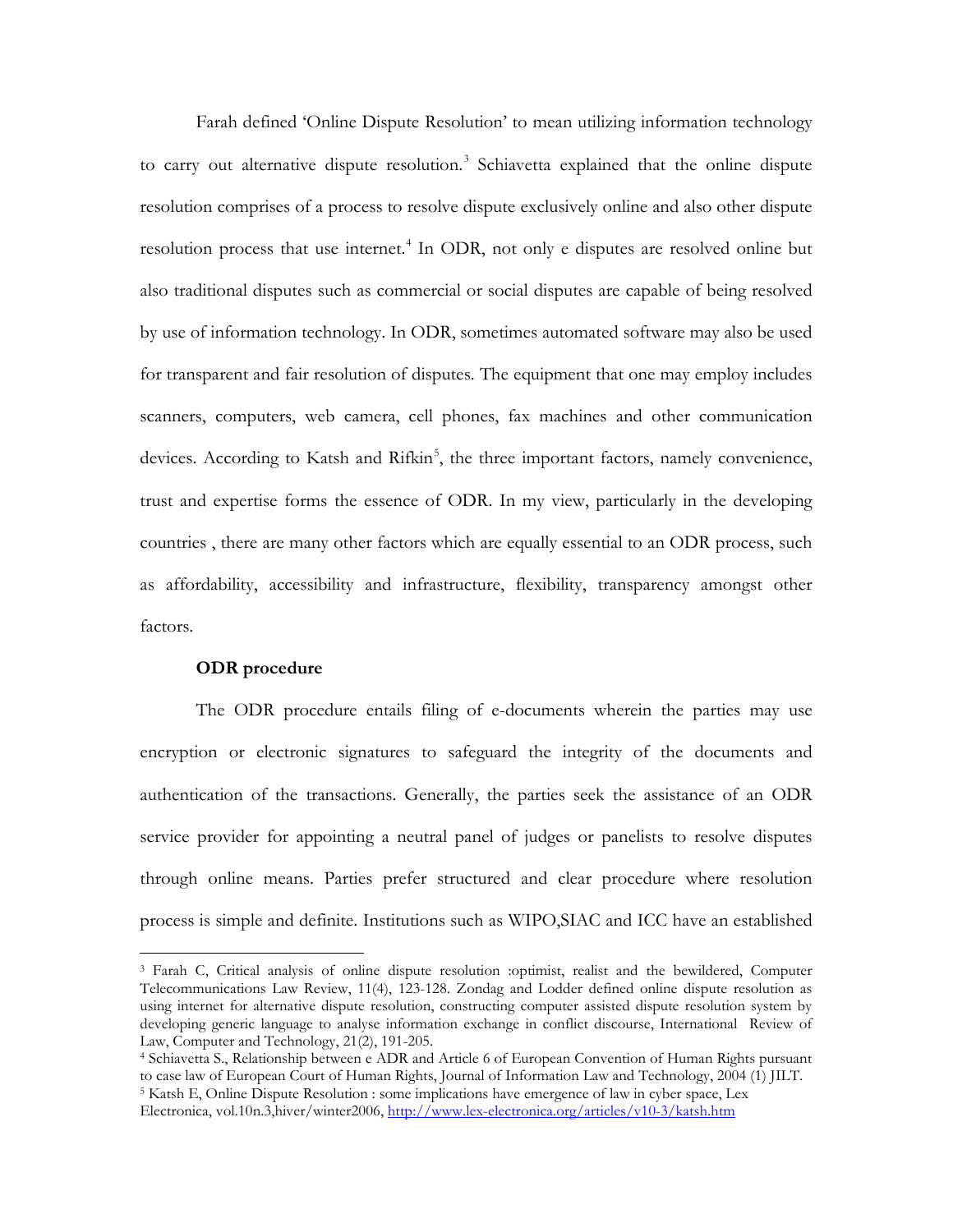Farah defined 'Online Dispute Resolution' to mean utilizing information technology to carry out alternative dispute resolution.[3] Schiavetta explained that the online dispute resolution comprises of a process to resolve dispute exclusively online and also other dispute resolution process that use internet.[4] In ODR, not only e disputes are resolved online but also traditional disputes such as commercial or social disputes are capable of being resolved by use of information technology. In ODR, sometimes automated software may also be used for transparent and fair resolution of disputes. The equipment that one may employ includes scanners, computers, web camera, cell phones, fax machines and other communication devices. According to Katsh and Rifkin[5], the three important factors, namely convenience, trust and expertise forms the essence of ODR. In my view, particularly in the developing countries , there are many other factors which are equally essential to an ODR process, such as affordability, accessibility and infrastructure, flexibility, transparency amongst other factors.

**ODR procedure**

The ODR procedure entails filing of e-documents wherein the parties may use encryption or electronic signatures to safeguard the integrity of the documents and authentication of the transactions. Generally, the parties seek the assistance of an ODR service provider for appointing a neutral panel of judges or panelists to resolve disputes through online means. Parties prefer structured and clear procedure where resolution process is simple and definite. Institutions such as WIPO,SIAC and ICC have an established

---

[3] Farah C, Critical analysis of online dispute resolution :optimist, realist and the bewildered, Computer Telecommunications Law Review, 11(4), 123-128. Zondag and Lodder defined online dispute resolution as using internet for alternative dispute resolution, constructing computer assisted dispute resolution system by developing generic language to analyse information exchange in conflict discourse, International Review of Law, Computer and Technology, 21(2), 191-205.

[4] Schiavetta S., Relationship between e ADR and Article 6 of European Convention of Human Rights pursuant to case law of European Court of Human Rights, Journal of Information Law and Technology, 2004 (1) JILT.

[5] Katsh E, Online Dispute Resolution : some implications have emergence of law in cyber space, Lex Electronica, vol.10n.3,hiver/winter2006, http://www.lex-electronica.org/articles/v10-3/katsh.htm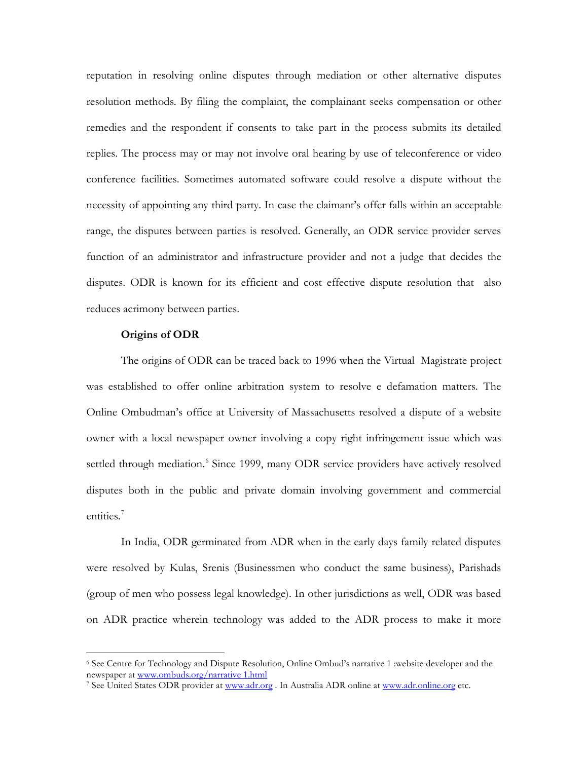reputation in resolving online disputes through mediation or other alternative disputes resolution methods. By filing the complaint, the complainant seeks compensation or other remedies and the respondent if consents to take part in the process submits its detailed replies. The process may or may not involve oral hearing by use of teleconference or video conference facilities. Sometimes automated software could resolve a dispute without the necessity of appointing any third party. In case the claimant's offer falls within an acceptable range, the disputes between parties is resolved. Generally, an ODR service provider serves function of an administrator and infrastructure provider and not a judge that decides the disputes. ODR is known for its efficient and cost effective dispute resolution that also reduces acrimony between parties.

**Origins of ODR**

The origins of ODR can be traced back to 1996 when the Virtual Magistrate project was established to offer online arbitration system to resolve e defamation matters. The Online Ombudman's office at University of Massachusetts resolved a dispute of a website owner with a local newspaper owner involving a copy right infringement issue which was settled through mediation.[6] Since 1999, many ODR service providers have actively resolved disputes both in the public and private domain involving government and commercial entities.[7]

In India, ODR germinated from ADR when in the early days family related disputes were resolved by Kulas, Srenis (Businessmen who conduct the same business), Parishads (group of men who possess legal knowledge). In other jurisdictions as well, ODR was based on ADR practice wherein technology was added to the ADR process to make it more

---

[6] See Centre for Technology and Dispute Resolution, Online Ombud's narrative 1 :website developer and the newspaper at www.ombuds.org/narrative 1.html

[7] See United States ODR provider at www.adr.org . In Australia ADR online at www.adr.online.org etc.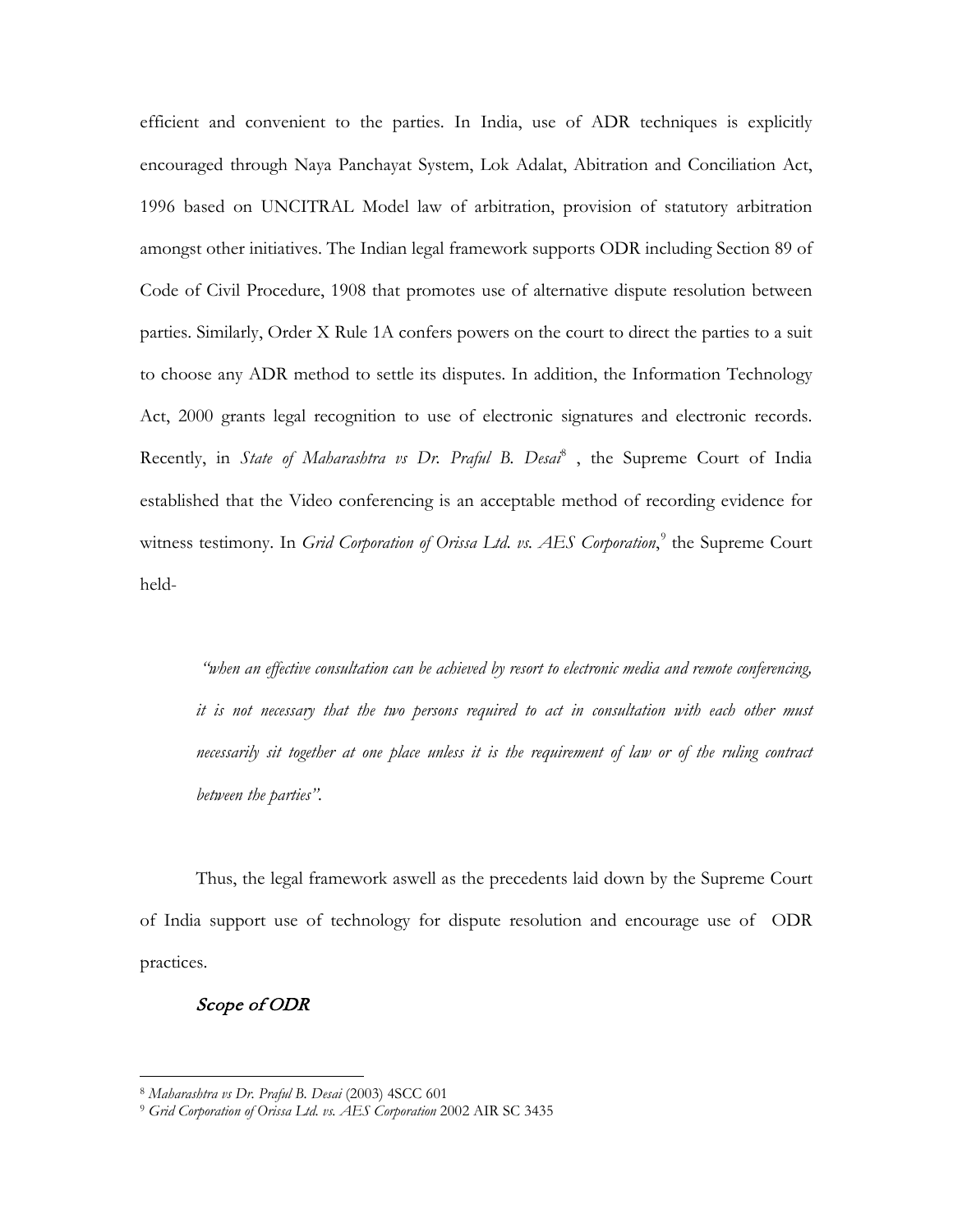efficient and convenient to the parties. In India, use of ADR techniques is explicitly encouraged through Naya Panchayat System, Lok Adalat, Abitration and Conciliation Act, 1996 based on UNCITRAL Model law of arbitration, provision of statutory arbitration amongst other initiatives. The Indian legal framework supports ODR including Section 89 of Code of Civil Procedure, 1908 that promotes use of alternative dispute resolution between parties. Similarly, Order X Rule 1A confers powers on the court to direct the parties to a suit to choose any ADR method to settle its disputes. In addition, the Information Technology Act, 2000 grants legal recognition to use of electronic signatures and electronic records. Recently, in *State of Maharashtra vs Dr. Praful B. Desai*[8] , the Supreme Court of India established that the Video conferencing is an acceptable method of recording evidence for witness testimony. In *Grid Corporation of Orissa Ltd. vs. AES Corporation*,[9] the Supreme Court held-

> *"when an effective consultation can be achieved by resort to electronic media and remote conferencing, it is not necessary that the two persons required to act in consultation with each other must necessarily sit together at one place unless it is the requirement of law or of the ruling contract between the parties".*

Thus, the legal framework aswell as the precedents laid down by the Supreme Court of India support use of technology for dispute resolution and encourage use of ODR practices.

### *Scope of ODR*

---

[8] *Maharashtra vs Dr. Praful B. Desai* (2003) 4SCC 601

[9] *Grid Corporation of Orissa Ltd. vs. AES Corporation* 2002 AIR SC 3435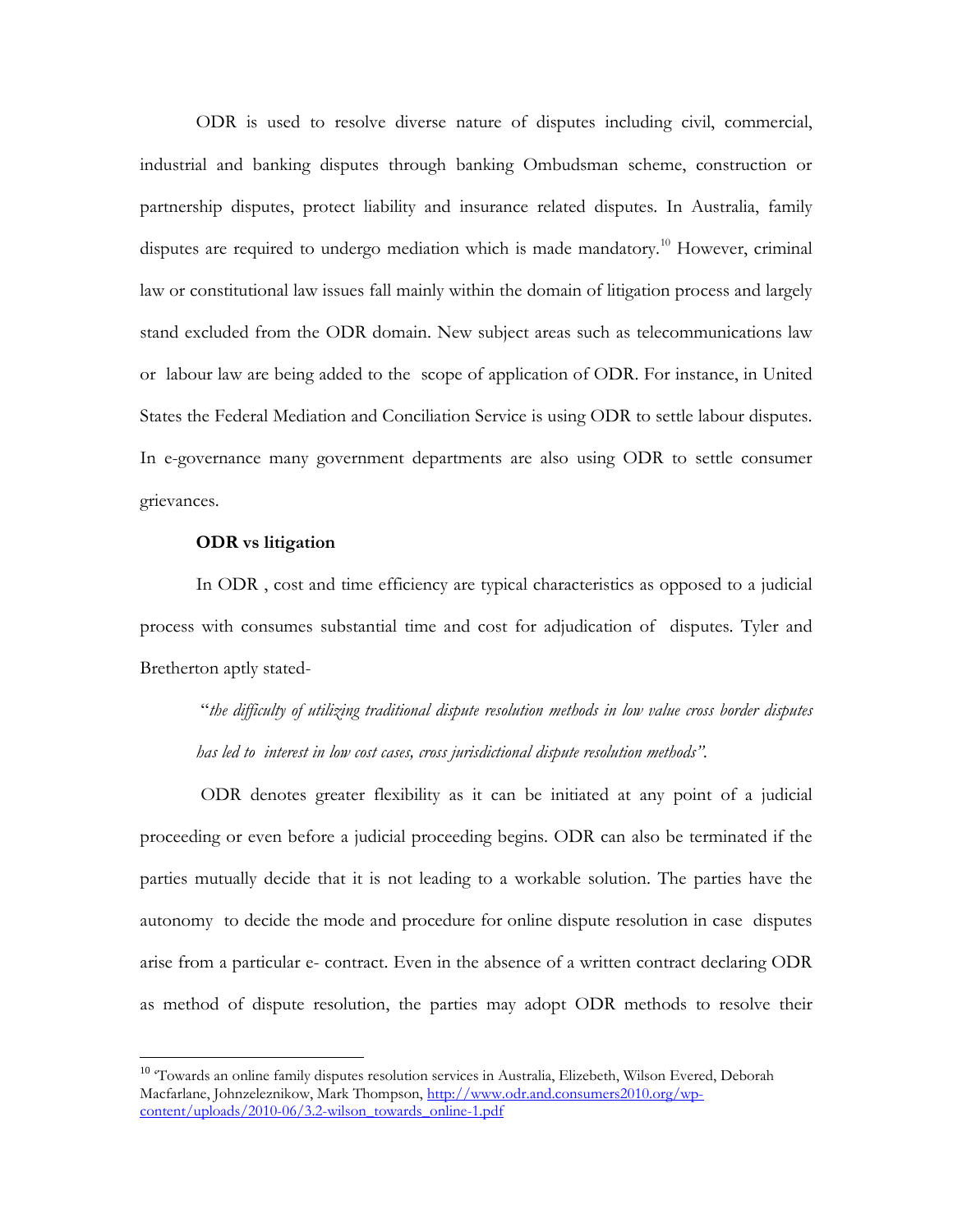ODR is used to resolve diverse nature of disputes including civil, commercial, industrial and banking disputes through banking Ombudsman scheme, construction or partnership disputes, protect liability and insurance related disputes. In Australia, family disputes are required to undergo mediation which is made mandatory.[10] However, criminal law or constitutional law issues fall mainly within the domain of litigation process and largely stand excluded from the ODR domain. New subject areas such as telecommunications law or labour law are being added to the scope of application of ODR. For instance, in United States the Federal Mediation and Conciliation Service is using ODR to settle labour disputes. In e-governance many government departments are also using ODR to settle consumer grievances.

**ODR vs litigation**

In ODR , cost and time efficiency are typical characteristics as opposed to a judicial process with consumes substantial time and cost for adjudication of disputes. Tyler and Bretherton aptly stated-

> "*the difficulty of utilizing traditional dispute resolution methods in low value cross border disputes has led to interest in low cost cases, cross jurisdictional dispute resolution methods".*

ODR denotes greater flexibility as it can be initiated at any point of a judicial proceeding or even before a judicial proceeding begins. ODR can also be terminated if the parties mutually decide that it is not leading to a workable solution. The parties have the autonomy to decide the mode and procedure for online dispute resolution in case disputes arise from a particular e- contract. Even in the absence of a written contract declaring ODR as method of dispute resolution, the parties may adopt ODR methods to resolve their

---

[10] 'Towards an online family disputes resolution services in Australia, Elizebeth, Wilson Evered, Deborah Macfarlane, Johnzeleznikow, Mark Thompson, http://www.odr.and.consumers2010.org/wp-content/uploads/2010-06/3.2-wilson_towards_online-1.pdf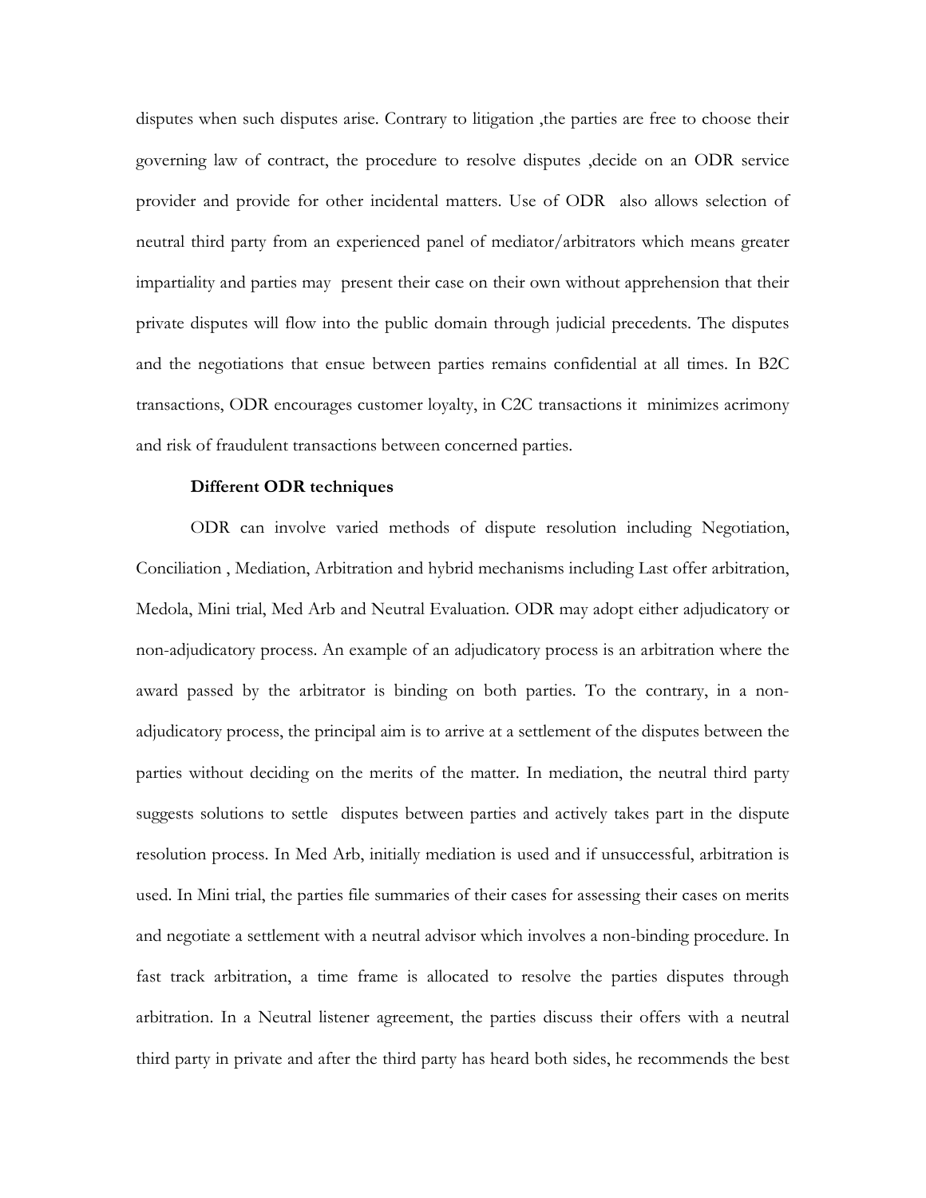disputes when such disputes arise. Contrary to litigation ,the parties are free to choose their governing law of contract, the procedure to resolve disputes ,decide on an ODR service provider and provide for other incidental matters. Use of ODR also allows selection of neutral third party from an experienced panel of mediator/arbitrators which means greater impartiality and parties may present their case on their own without apprehension that their private disputes will flow into the public domain through judicial precedents. The disputes and the negotiations that ensue between parties remains confidential at all times. In B2C transactions, ODR encourages customer loyalty, in C2C transactions it minimizes acrimony and risk of fraudulent transactions between concerned parties.

**Different ODR techniques**

ODR can involve varied methods of dispute resolution including Negotiation, Conciliation , Mediation, Arbitration and hybrid mechanisms including Last offer arbitration, Medola, Mini trial, Med Arb and Neutral Evaluation. ODR may adopt either adjudicatory or non-adjudicatory process. An example of an adjudicatory process is an arbitration where the award passed by the arbitrator is binding on both parties. To the contrary, in a non-adjudicatory process, the principal aim is to arrive at a settlement of the disputes between the parties without deciding on the merits of the matter. In mediation, the neutral third party suggests solutions to settle disputes between parties and actively takes part in the dispute resolution process. In Med Arb, initially mediation is used and if unsuccessful, arbitration is used. In Mini trial, the parties file summaries of their cases for assessing their cases on merits and negotiate a settlement with a neutral advisor which involves a non-binding procedure. In fast track arbitration, a time frame is allocated to resolve the parties disputes through arbitration. In a Neutral listener agreement, the parties discuss their offers with a neutral third party in private and after the third party has heard both sides, he recommends the best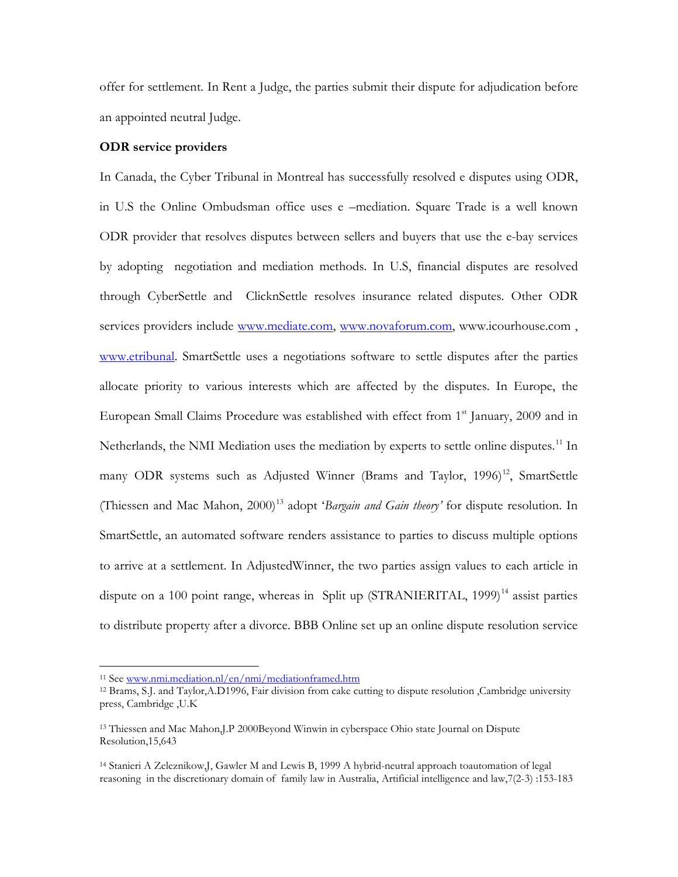offer for settlement. In Rent a Judge, the parties submit their dispute for adjudication before an appointed neutral Judge.

**ODR service providers**

In Canada, the Cyber Tribunal in Montreal has successfully resolved e disputes using ODR, in U.S the Online Ombudsman office uses e –mediation. Square Trade is a well known ODR provider that resolves disputes between sellers and buyers that use the e-bay services by adopting negotiation and mediation methods. In U.S, financial disputes are resolved through CyberSettle and ClicknSettle resolves insurance related disputes. Other ODR services providers include www.mediate.com, www.novaforum.com, www.icourhouse.com , www.etribunal. SmartSettle uses a negotiations software to settle disputes after the parties allocate priority to various interests which are affected by the disputes. In Europe, the European Small Claims Procedure was established with effect from 1st January, 2009 and in Netherlands, the NMI Mediation uses the mediation by experts to settle online disputes.[11] In many ODR systems such as Adjusted Winner (Brams and Taylor, 1996)[12], SmartSettle (Thiessen and Mac Mahon, 2000)[13] adopt '*Bargain and Gain theory'* for dispute resolution. In SmartSettle, an automated software renders assistance to parties to discuss multiple options to arrive at a settlement. In AdjustedWinner, the two parties assign values to each article in dispute on a 100 point range, whereas in Split up (STRANIERITAL, 1999)[14] assist parties to distribute property after a divorce. BBB Online set up an online dispute resolution service

---

[11] See www.nmi.mediation.nl/en/nmi/mediationframed.htm

[12] Brams, S.J. and Taylor,A.D1996, Fair division from cake cutting to dispute resolution ,Cambridge university press, Cambridge ,U.K

[13] Thiessen and Mac Mahon,J.P 2000Beyond Winwin in cyberspace Ohio state Journal on Dispute Resolution,15,643

[14] Stanieri A Zeleznikow,J, Gawler M and Lewis B, 1999 A hybrid-neutral approach toautomation of legal reasoning in the discretionary domain of family law in Australia, Artificial intelligence and law,7(2-3) :153-183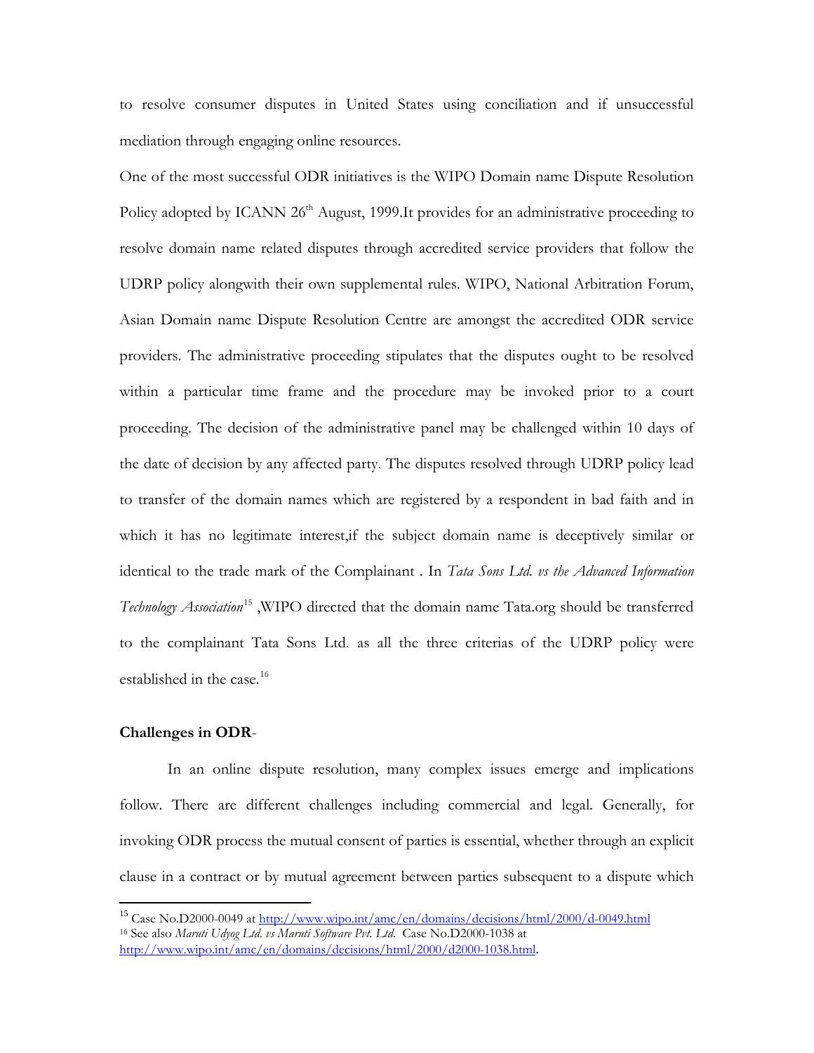to resolve consumer disputes in United States using conciliation and if unsuccessful mediation through engaging online resources.

One of the most successful ODR initiatives is the WIPO Domain name Dispute Resolution Policy adopted by ICANN 26th August, 1999.It provides for an administrative proceeding to resolve domain name related disputes through accredited service providers that follow the UDRP policy alongwith their own supplemental rules. WIPO, National Arbitration Forum, Asian Domain name Dispute Resolution Centre are amongst the accredited ODR service providers. The administrative proceeding stipulates that the disputes ought to be resolved within a particular time frame and the procedure may be invoked prior to a court proceeding. The decision of the administrative panel may be challenged within 10 days of the date of decision by any affected party. The disputes resolved through UDRP policy lead to transfer of the domain names which are registered by a respondent in bad faith and in which it has no legitimate interest,if the subject domain name is deceptively similar or identical to the trade mark of the Complainant . In *Tata Sons Ltd. vs the Advanced Information Technology Association*[15] ,WIPO directed that the domain name Tata.org should be transferred to the complainant Tata Sons Ltd. as all the three criterias of the UDRP policy were established in the case.[16]

**Challenges in ODR**-

In an online dispute resolution, many complex issues emerge and implications follow. There are different challenges including commercial and legal. Generally, for invoking ODR process the mutual consent of parties is essential, whether through an explicit clause in a contract or by mutual agreement between parties subsequent to a dispute which

---

[15] Case No.D2000-0049 at http://www.wipo.int/amc/en/domains/decisions/html/2000/d-0049.html

[16] See also *Maruti Udyog Ltd. vs Maruti Software Pvt. Ltd.* Case No.D2000-1038 at http://www.wipo.int/amc/en/domains/decisions/html/2000/d2000-1038.html.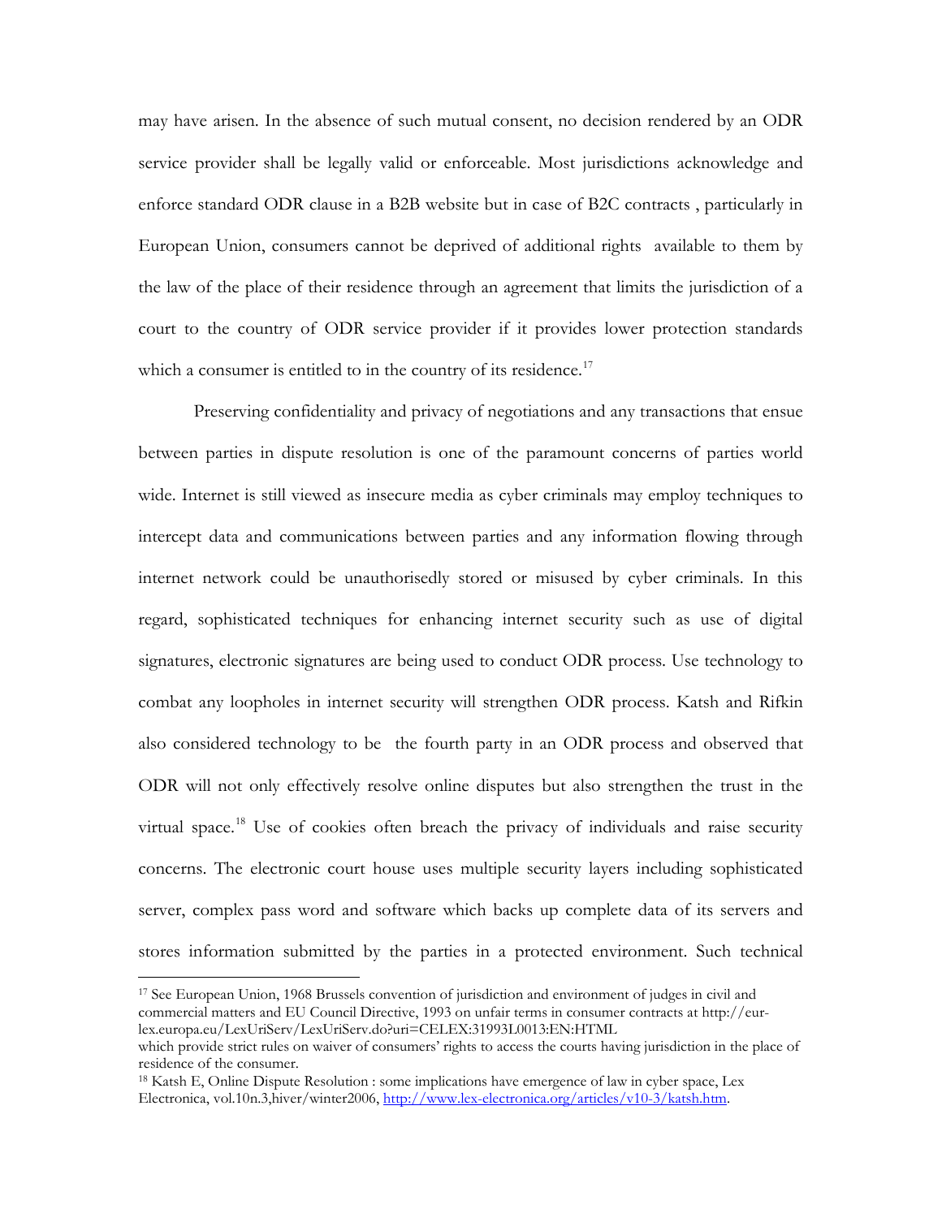may have arisen. In the absence of such mutual consent, no decision rendered by an ODR service provider shall be legally valid or enforceable. Most jurisdictions acknowledge and enforce standard ODR clause in a B2B website but in case of B2C contracts , particularly in European Union, consumers cannot be deprived of additional rights available to them by the law of the place of their residence through an agreement that limits the jurisdiction of a court to the country of ODR service provider if it provides lower protection standards which a consumer is entitled to in the country of its residence.[17]

Preserving confidentiality and privacy of negotiations and any transactions that ensue between parties in dispute resolution is one of the paramount concerns of parties world wide. Internet is still viewed as insecure media as cyber criminals may employ techniques to intercept data and communications between parties and any information flowing through internet network could be unauthorisedly stored or misused by cyber criminals. In this regard, sophisticated techniques for enhancing internet security such as use of digital signatures, electronic signatures are being used to conduct ODR process. Use technology to combat any loopholes in internet security will strengthen ODR process. Katsh and Rifkin also considered technology to be the fourth party in an ODR process and observed that ODR will not only effectively resolve online disputes but also strengthen the trust in the virtual space.[18] Use of cookies often breach the privacy of individuals and raise security concerns. The electronic court house uses multiple security layers including sophisticated server, complex pass word and software which backs up complete data of its servers and stores information submitted by the parties in a protected environment. Such technical

---

[17] See European Union, 1968 Brussels convention of jurisdiction and environment of judges in civil and commercial matters and EU Council Directive, 1993 on unfair terms in consumer contracts at http://eur-lex.europa.eu/LexUriServ/LexUriServ.do?uri=CELEX:31993L0013:EN:HTML which provide strict rules on waiver of consumers' rights to access the courts having jurisdiction in the place of residence of the consumer.

[18] Katsh E, Online Dispute Resolution : some implications have emergence of law in cyber space, Lex Electronica, vol.10n.3,hiver/winter2006, http://www.lex-electronica.org/articles/v10-3/katsh.htm.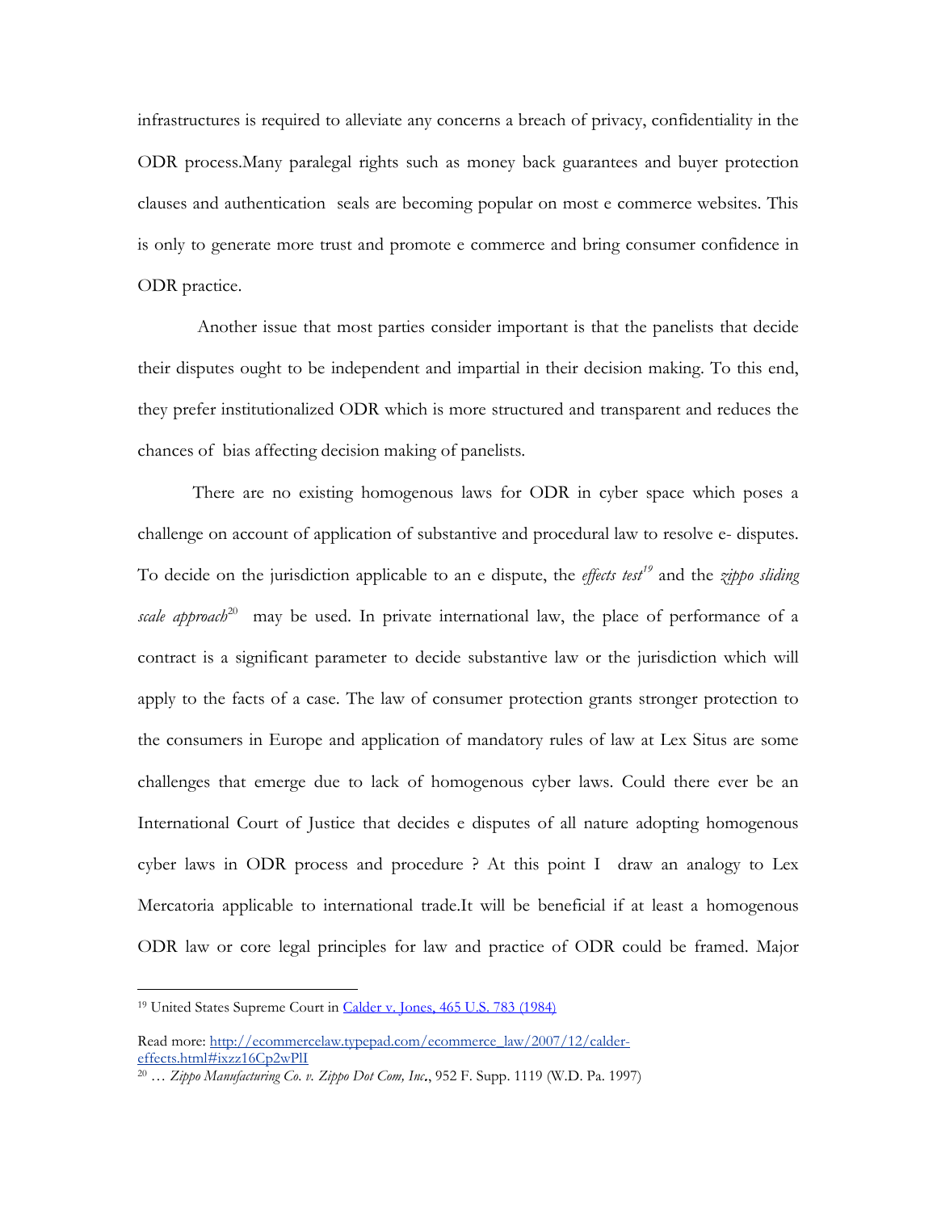infrastructures is required to alleviate any concerns a breach of privacy, confidentiality in the ODR process.Many paralegal rights such as money back guarantees and buyer protection clauses and authentication seals are becoming popular on most e commerce websites. This is only to generate more trust and promote e commerce and bring consumer confidence in ODR practice.

Another issue that most parties consider important is that the panelists that decide their disputes ought to be independent and impartial in their decision making. To this end, they prefer institutionalized ODR which is more structured and transparent and reduces the chances of bias affecting decision making of panelists.

There are no existing homogenous laws for ODR in cyber space which poses a challenge on account of application of substantive and procedural law to resolve e- disputes. To decide on the jurisdiction applicable to an e dispute, the *effects test*[19] and the *zippo sliding scale approach*[20] may be used. In private international law, the place of performance of a contract is a significant parameter to decide substantive law or the jurisdiction which will apply to the facts of a case. The law of consumer protection grants stronger protection to the consumers in Europe and application of mandatory rules of law at Lex Situs are some challenges that emerge due to lack of homogenous cyber laws. Could there ever be an International Court of Justice that decides e disputes of all nature adopting homogenous cyber laws in ODR process and procedure ? At this point I draw an analogy to Lex Mercatoria applicable to international trade.It will be beneficial if at least a homogenous ODR law or core legal principles for law and practice of ODR could be framed. Major

---

[19] United States Supreme Court in [Calder v. Jones, 465 U.S. 783 (1984)](#)

Read more: [http://ecommercelaw.typepad.com/ecommerce_law/2007/12/calder-effects.html#ixzz16Cp2wPlI](http://ecommercelaw.typepad.com/ecommerce_law/2007/12/calder-effects.html#ixzz16Cp2wPlI)

[20] … *Zippo Manufacturing Co. v. Zippo Dot Com, Inc.*, 952 F. Supp. 1119 (W.D. Pa. 1997)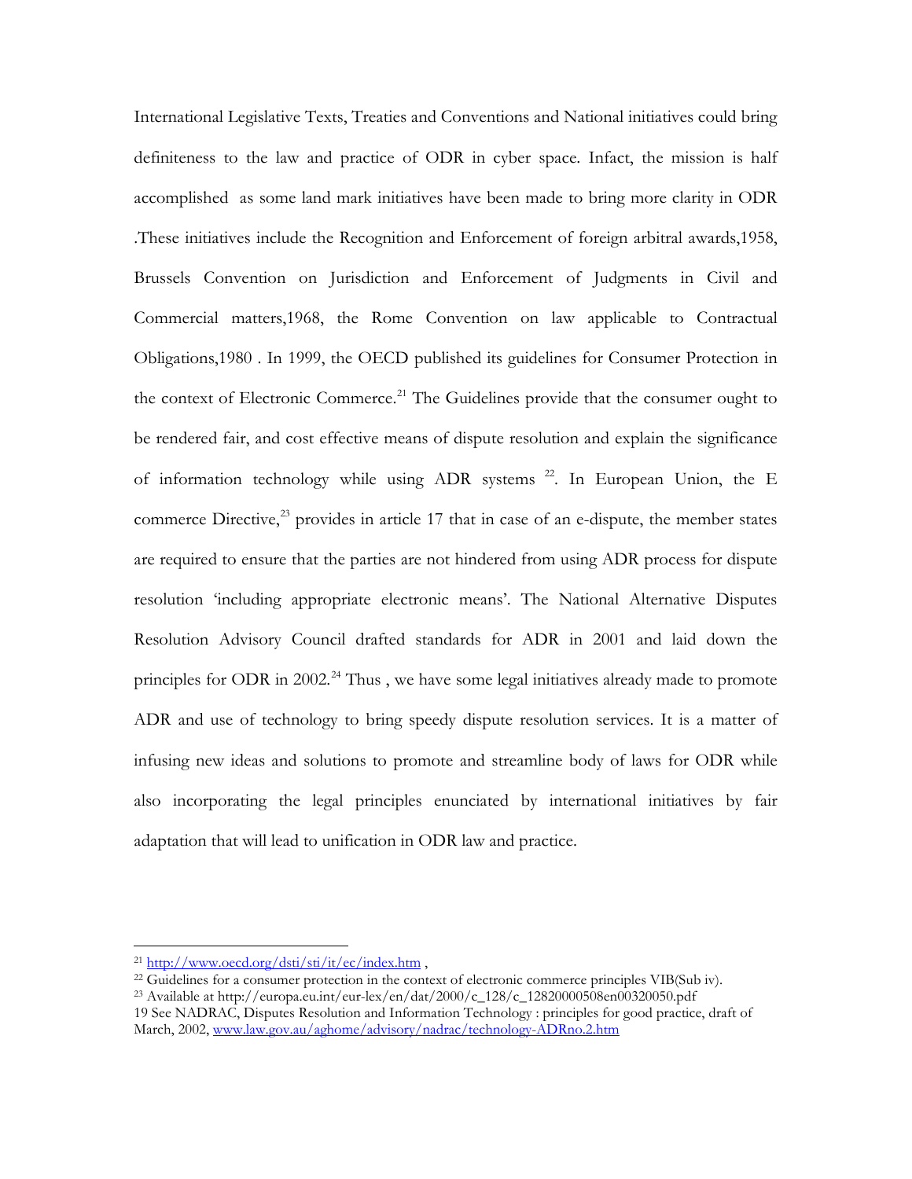International Legislative Texts, Treaties and Conventions and National initiatives could bring definiteness to the law and practice of ODR in cyber space. Infact, the mission is half accomplished as some land mark initiatives have been made to bring more clarity in ODR .These initiatives include the Recognition and Enforcement of foreign arbitral awards,1958, Brussels Convention on Jurisdiction and Enforcement of Judgments in Civil and Commercial matters,1968, the Rome Convention on law applicable to Contractual Obligations,1980 . In 1999, the OECD published its guidelines for Consumer Protection in the context of Electronic Commerce.[21] The Guidelines provide that the consumer ought to be rendered fair, and cost effective means of dispute resolution and explain the significance of information technology while using ADR systems [22]. In European Union, the E commerce Directive,[23] provides in article 17 that in case of an e-dispute, the member states are required to ensure that the parties are not hindered from using ADR process for dispute resolution 'including appropriate electronic means'. The National Alternative Disputes Resolution Advisory Council drafted standards for ADR in 2001 and laid down the principles for ODR in 2002.[24] Thus , we have some legal initiatives already made to promote ADR and use of technology to bring speedy dispute resolution services. It is a matter of infusing new ideas and solutions to promote and streamline body of laws for ODR while also incorporating the legal principles enunciated by international initiatives by fair adaptation that will lead to unification in ODR law and practice.

---

[21] http://www.oecd.org/dsti/sti/it/ec/index.htm ,

[22] Guidelines for a consumer protection in the context of electronic commerce principles VIB(Sub iv).

[23] Available at http://europa.eu.int/eur-lex/en/dat/2000/c_128/c_12820000508en00320050.pdf

19 See NADRAC, Disputes Resolution and Information Technology : principles for good practice, draft of March, 2002, www.law.gov.au/aghome/advisory/nadrac/technology-ADRno.2.htm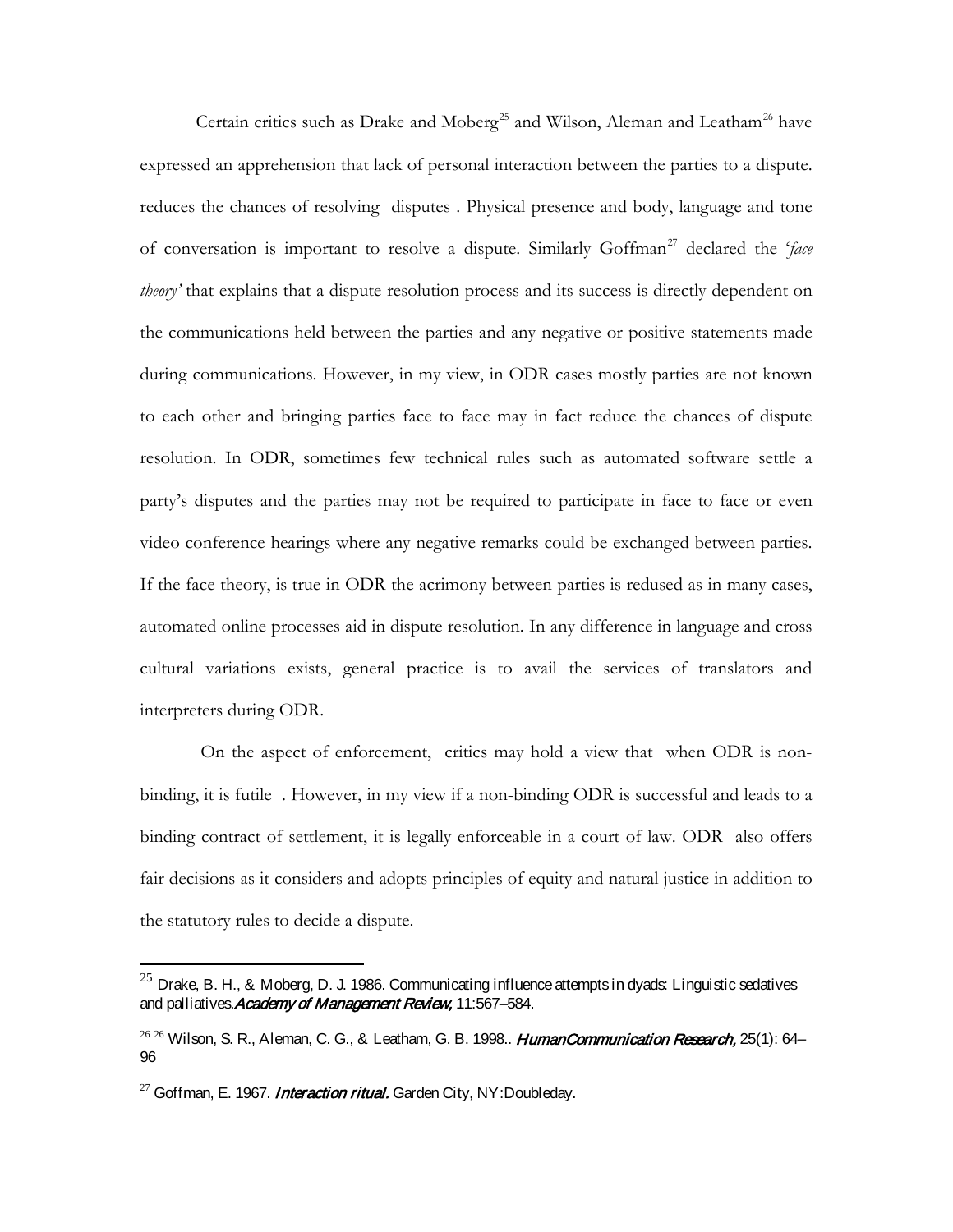Certain critics such as Drake and Moberg[25] and Wilson, Aleman and Leatham[26] have expressed an apprehension that lack of personal interaction between the parties to a dispute. reduces the chances of resolving disputes . Physical presence and body, language and tone of conversation is important to resolve a dispute. Similarly Goffman[27] declared the '*face theory'* that explains that a dispute resolution process and its success is directly dependent on the communications held between the parties and any negative or positive statements made during communications. However, in my view, in ODR cases mostly parties are not known to each other and bringing parties face to face may in fact reduce the chances of dispute resolution. In ODR, sometimes few technical rules such as automated software settle a party's disputes and the parties may not be required to participate in face to face or even video conference hearings where any negative remarks could be exchanged between parties. If the face theory, is true in ODR the acrimony between parties is redused as in many cases, automated online processes aid in dispute resolution. In any difference in language and cross cultural variations exists, general practice is to avail the services of translators and interpreters during ODR.

On the aspect of enforcement, critics may hold a view that when ODR is non-binding, it is futile . However, in my view if a non-binding ODR is successful and leads to a binding contract of settlement, it is legally enforceable in a court of law. ODR also offers fair decisions as it considers and adopts principles of equity and natural justice in addition to the statutory rules to decide a dispute.

---

[25] Drake, B. H., & Moberg, D. J. 1986. Communicating influence attempts in dyads: Linguistic sedatives and palliatives.*Academy of Management Review,* 11:567–584.

[26] [26] Wilson, S. R., Aleman, C. G., & Leatham, G. B. 1998.. *HumanCommunication Research,* 25(1): 64–96

[27] Goffman, E. 1967. *Interaction ritual.* Garden City, NY:Doubleday.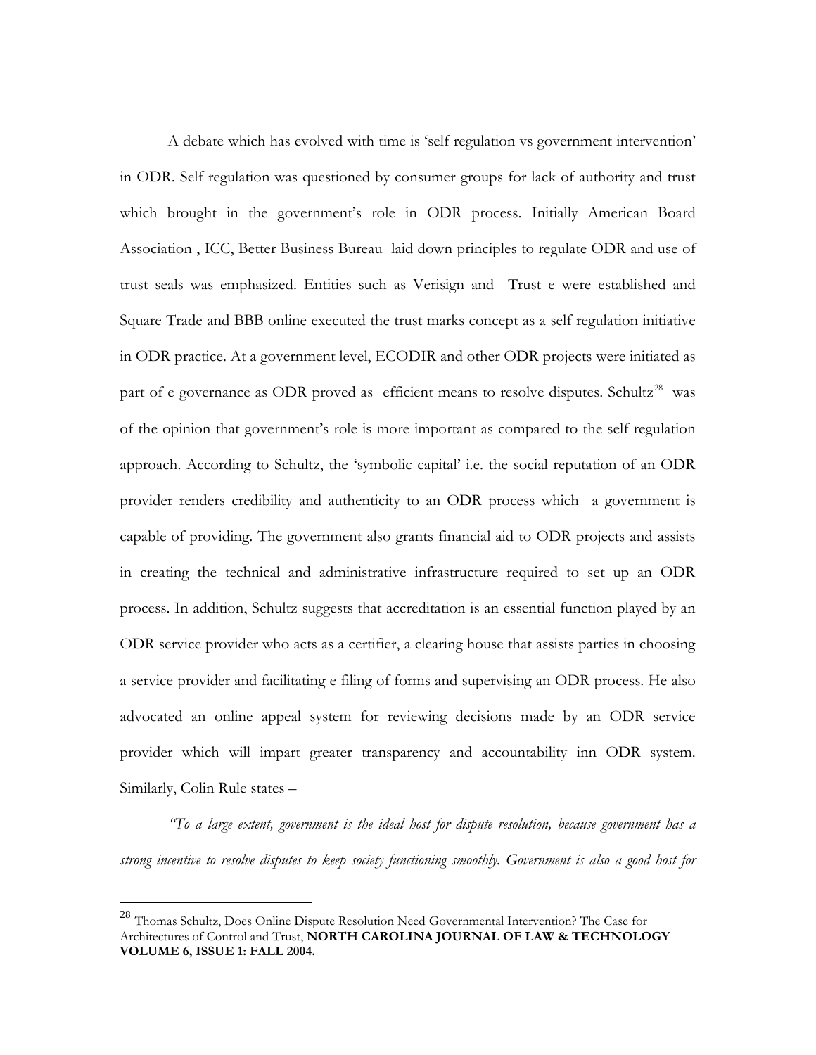A debate which has evolved with time is 'self regulation vs government intervention' in ODR. Self regulation was questioned by consumer groups for lack of authority and trust which brought in the government's role in ODR process. Initially American Board Association , ICC, Better Business Bureau laid down principles to regulate ODR and use of trust seals was emphasized. Entities such as Verisign and Trust e were established and Square Trade and BBB online executed the trust marks concept as a self regulation initiative in ODR practice. At a government level, ECODIR and other ODR projects were initiated as part of e governance as ODR proved as efficient means to resolve disputes. Schultz[28] was of the opinion that government's role is more important as compared to the self regulation approach. According to Schultz, the 'symbolic capital' i.e. the social reputation of an ODR provider renders credibility and authenticity to an ODR process which a government is capable of providing. The government also grants financial aid to ODR projects and assists in creating the technical and administrative infrastructure required to set up an ODR process. In addition, Schultz suggests that accreditation is an essential function played by an ODR service provider who acts as a certifier, a clearing house that assists parties in choosing a service provider and facilitating e filing of forms and supervising an ODR process. He also advocated an online appeal system for reviewing decisions made by an ODR service provider which will impart greater transparency and accountability inn ODR system. Similarly, Colin Rule states –

*"To a large extent, government is the ideal host for dispute resolution, because government has a strong incentive to resolve disputes to keep society functioning smoothly. Government is also a good host for*

---

[28] Thomas Schultz, Does Online Dispute Resolution Need Governmental Intervention? The Case for Architectures of Control and Trust, **NORTH CAROLINA JOURNAL OF LAW & TECHNOLOGY VOLUME 6, ISSUE 1: FALL 2004.**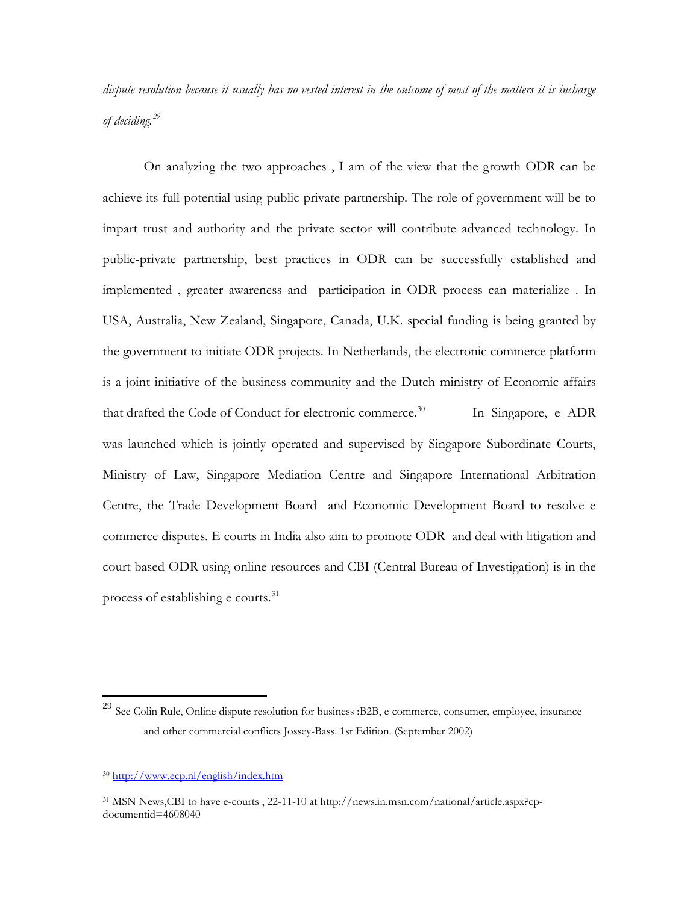*dispute resolution because it usually has no vested interest in the outcome of most of the matters it is incharge of deciding.*[29]

On analyzing the two approaches , I am of the view that the growth ODR can be achieve its full potential using public private partnership. The role of government will be to impart trust and authority and the private sector will contribute advanced technology. In public-private partnership, best practices in ODR can be successfully established and implemented , greater awareness and participation in ODR process can materialize . In USA, Australia, New Zealand, Singapore, Canada, U.K. special funding is being granted by the government to initiate ODR projects. In Netherlands, the electronic commerce platform is a joint initiative of the business community and the Dutch ministry of Economic affairs that drafted the Code of Conduct for electronic commerce.[30] In Singapore, e ADR was launched which is jointly operated and supervised by Singapore Subordinate Courts, Ministry of Law, Singapore Mediation Centre and Singapore International Arbitration Centre, the Trade Development Board and Economic Development Board to resolve e commerce disputes. E courts in India also aim to promote ODR and deal with litigation and court based ODR using online resources and CBI (Central Bureau of Investigation) is in the process of establishing e courts.[31]

---

[29] See Colin Rule, Online dispute resolution for business :B2B, e commerce, consumer, employee, insurance and other commercial conflicts Jossey-Bass. 1st Edition. (September 2002)

[30] http://www.ecp.nl/english/index.htm

[31] MSN News,CBI to have e-courts , 22-11-10 at http://news.in.msn.com/national/article.aspx?cp-documentid=4608040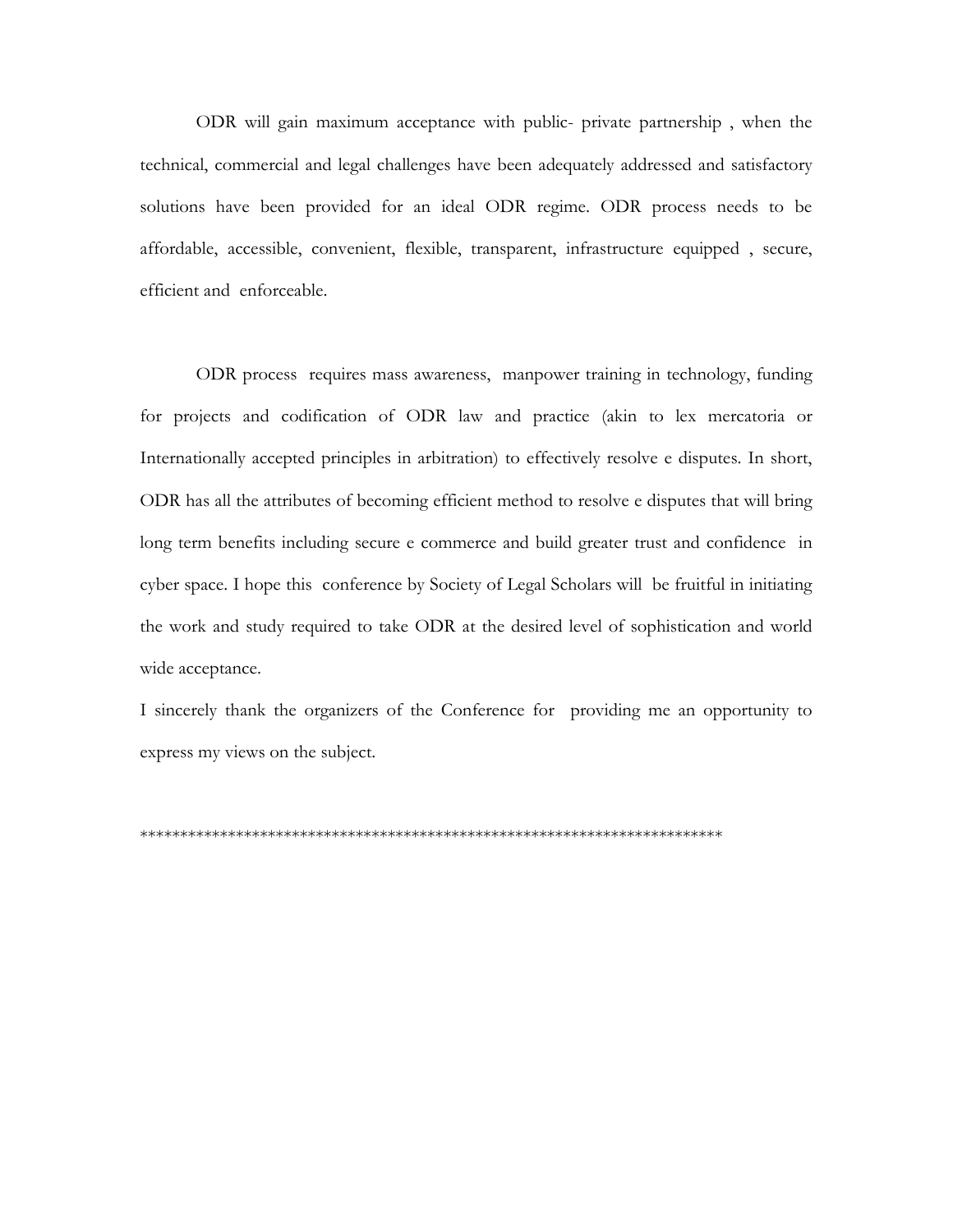ODR will gain maximum acceptance with public- private partnership , when the technical, commercial and legal challenges have been adequately addressed and satisfactory solutions have been provided for an ideal ODR regime. ODR process needs to be affordable, accessible, convenient, flexible, transparent, infrastructure equipped , secure, efficient and enforceable.

ODR process requires mass awareness, manpower training in technology, funding for projects and codification of ODR law and practice (akin to lex mercatoria or Internationally accepted principles in arbitration) to effectively resolve e disputes. In short, ODR has all the attributes of becoming efficient method to resolve e disputes that will bring long term benefits including secure e commerce and build greater trust and confidence in cyber space. I hope this conference by Society of Legal Scholars will be fruitful in initiating the work and study required to take ODR at the desired level of sophistication and world wide acceptance.

I sincerely thank the organizers of the Conference for providing me an opportunity to express my views on the subject.

*************************************************************************